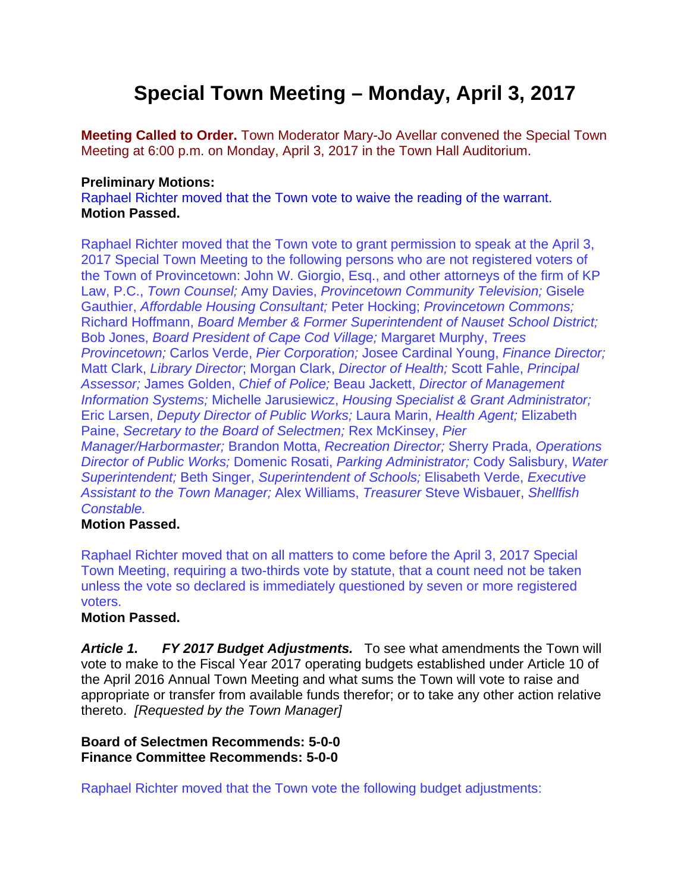# Special Town Meeting – Monday, April 3, 2017

**Meeting Called to Order.** Town Moderator Mary-Jo Avellar convened the Special Town Meeting at 6:00 p.m. on Monday, April 3, 2017 in the Town Hall Auditorium.

**Preliminary Motions:**
Raphael Richter moved that the Town vote to waive the reading of the warrant.
**Motion Passed.**

Raphael Richter moved that the Town vote to grant permission to speak at the April 3, 2017 Special Town Meeting to the following persons who are not registered voters of the Town of Provincetown: John W. Giorgio, Esq., and other attorneys of the firm of KP Law, P.C., *Town Counsel;* Amy Davies, *Provincetown Community Television;* Gisele Gauthier, *Affordable Housing Consultant;* Peter Hocking; *Provincetown Commons;* Richard Hoffmann, *Board Member & Former Superintendent of Nauset School District;* Bob Jones, *Board President of Cape Cod Village;* Margaret Murphy, *Trees Provincetown;* Carlos Verde, *Pier Corporation;* Josee Cardinal Young, *Finance Director;* Matt Clark, *Library Director*; Morgan Clark, *Director of Health;* Scott Fahle, *Principal Assessor;* James Golden, *Chief of Police;* Beau Jackett, *Director of Management Information Systems;* Michelle Jarusiewicz, *Housing Specialist & Grant Administrator;* Eric Larsen, *Deputy Director of Public Works;* Laura Marin, *Health Agent;* Elizabeth Paine, *Secretary to the Board of Selectmen;* Rex McKinsey, *Pier Manager/Harbormaster;* Brandon Motta, *Recreation Director;* Sherry Prada, *Operations Director of Public Works;* Domenic Rosati, *Parking Administrator;* Cody Salisbury, *Water Superintendent;* Beth Singer, *Superintendent of Schools;* Elisabeth Verde, *Executive Assistant to the Town Manager;* Alex Williams, *Treasurer* Steve Wisbauer, *Shellfish Constable.*
**Motion Passed.**

Raphael Richter moved that on all matters to come before the April 3, 2017 Special Town Meeting, requiring a two-thirds vote by statute, that a count need not be taken unless the vote so declared is immediately questioned by seven or more registered voters.
**Motion Passed.**

***Article 1. FY 2017 Budget Adjustments.*** To see what amendments the Town will vote to make to the Fiscal Year 2017 operating budgets established under Article 10 of the April 2016 Annual Town Meeting and what sums the Town will vote to raise and appropriate or transfer from available funds therefor; or to take any other action relative thereto. *[Requested by the Town Manager]*

**Board of Selectmen Recommends: 5-0-0**
**Finance Committee Recommends: 5-0-0**

Raphael Richter moved that the Town vote the following budget adjustments: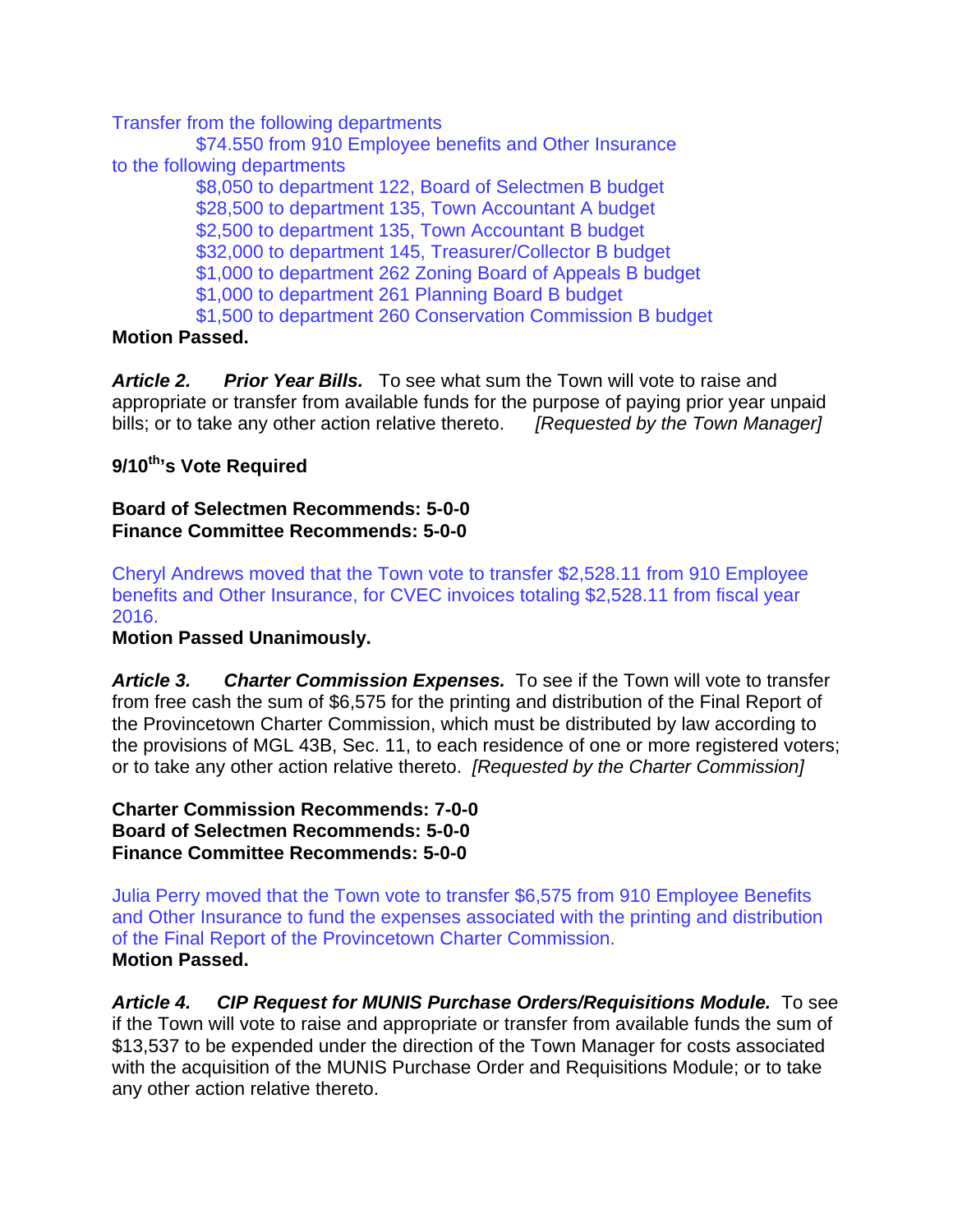Transfer from the following departments

$74.550 from 910 Employee benefits and Other Insurance

to the following departments

$8,050 to department 122, Board of Selectmen B budget
$28,500 to department 135, Town Accountant A budget
$2,500 to department 135, Town Accountant B budget
$32,000 to department 145, Treasurer/Collector B budget
$1,000 to department 262 Zoning Board of Appeals B budget
$1,000 to department 261 Planning Board B budget
$1,500 to department 260 Conservation Commission B budget

**Motion Passed.**

***Article 2. Prior Year Bills.*** To see what sum the Town will vote to raise and appropriate or transfer from available funds for the purpose of paying prior year unpaid bills; or to take any other action relative thereto. *[Requested by the Town Manager]*

**9/10th's Vote Required**

**Board of Selectmen Recommends: 5-0-0**
**Finance Committee Recommends: 5-0-0**

Cheryl Andrews moved that the Town vote to transfer $2,528.11 from 910 Employee benefits and Other Insurance, for CVEC invoices totaling $2,528.11 from fiscal year 2016.

**Motion Passed Unanimously.**

***Article 3. Charter Commission Expenses.*** To see if the Town will vote to transfer from free cash the sum of $6,575 for the printing and distribution of the Final Report of the Provincetown Charter Commission, which must be distributed by law according to the provisions of MGL 43B, Sec. 11, to each residence of one or more registered voters; or to take any other action relative thereto. *[Requested by the Charter Commission]*

**Charter Commission Recommends: 7-0-0**
**Board of Selectmen Recommends: 5-0-0**
**Finance Committee Recommends: 5-0-0**

Julia Perry moved that the Town vote to transfer $6,575 from 910 Employee Benefits and Other Insurance to fund the expenses associated with the printing and distribution of the Final Report of the Provincetown Charter Commission.

**Motion Passed.**

***Article 4. CIP Request for MUNIS Purchase Orders/Requisitions Module.*** To see if the Town will vote to raise and appropriate or transfer from available funds the sum of $13,537 to be expended under the direction of the Town Manager for costs associated with the acquisition of the MUNIS Purchase Order and Requisitions Module; or to take any other action relative thereto.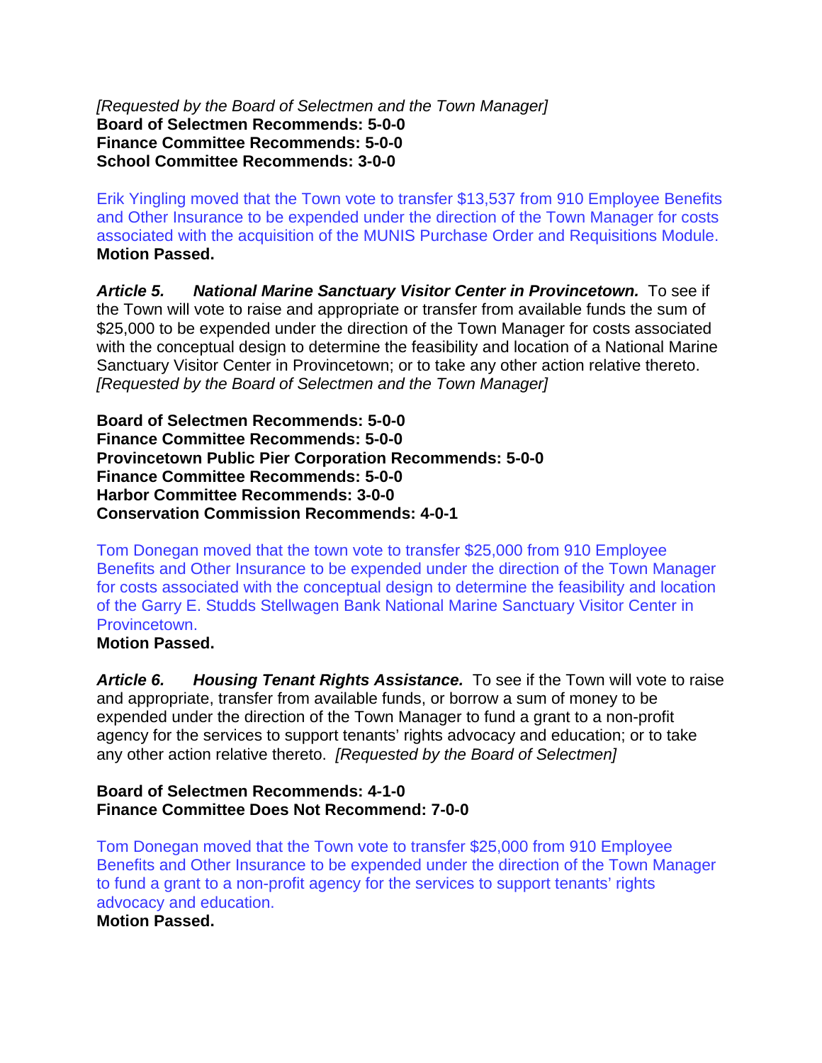*[Requested by the Board of Selectmen and the Town Manager]*
**Board of Selectmen Recommends: 5-0-0**
**Finance Committee Recommends: 5-0-0**
**School Committee Recommends: 3-0-0**

Erik Yingling moved that the Town vote to transfer $13,537 from 910 Employee Benefits and Other Insurance to be expended under the direction of the Town Manager for costs associated with the acquisition of the MUNIS Purchase Order and Requisitions Module.
**Motion Passed.**

***Article 5. National Marine Sanctuary Visitor Center in Provincetown.*** To see if the Town will vote to raise and appropriate or transfer from available funds the sum of $25,000 to be expended under the direction of the Town Manager for costs associated with the conceptual design to determine the feasibility and location of a National Marine Sanctuary Visitor Center in Provincetown; or to take any other action relative thereto. *[Requested by the Board of Selectmen and the Town Manager]*

**Board of Selectmen Recommends: 5-0-0**
**Finance Committee Recommends: 5-0-0**
**Provincetown Public Pier Corporation Recommends: 5-0-0**
**Finance Committee Recommends: 5-0-0**
**Harbor Committee Recommends: 3-0-0**
**Conservation Commission Recommends: 4-0-1**

Tom Donegan moved that the town vote to transfer $25,000 from 910 Employee Benefits and Other Insurance to be expended under the direction of the Town Manager for costs associated with the conceptual design to determine the feasibility and location of the Garry E. Studds Stellwagen Bank National Marine Sanctuary Visitor Center in Provincetown.
**Motion Passed.**

***Article 6. Housing Tenant Rights Assistance.*** To see if the Town will vote to raise and appropriate, transfer from available funds, or borrow a sum of money to be expended under the direction of the Town Manager to fund a grant to a non-profit agency for the services to support tenants' rights advocacy and education; or to take any other action relative thereto. *[Requested by the Board of Selectmen]*

**Board of Selectmen Recommends: 4-1-0**
**Finance Committee Does Not Recommend: 7-0-0**

Tom Donegan moved that the Town vote to transfer $25,000 from 910 Employee Benefits and Other Insurance to be expended under the direction of the Town Manager to fund a grant to a non-profit agency for the services to support tenants' rights advocacy and education.
**Motion Passed.**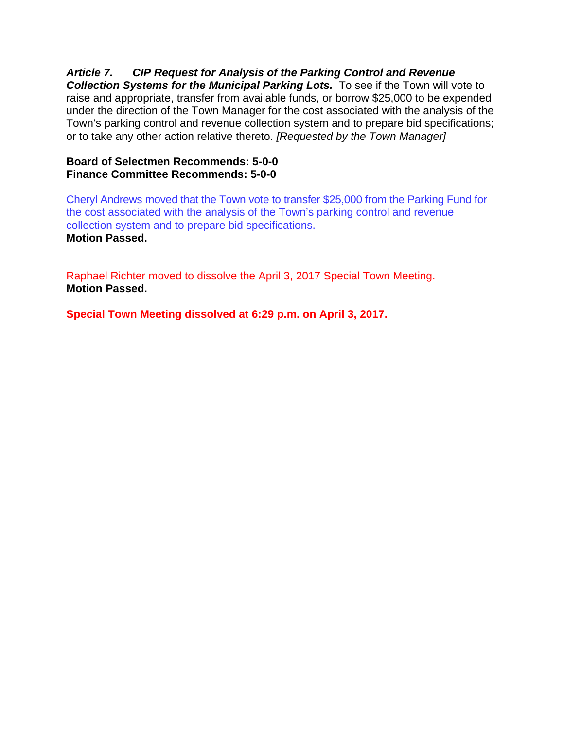***Article 7. CIP Request for Analysis of the Parking Control and Revenue Collection Systems for the Municipal Parking Lots.*** To see if the Town will vote to raise and appropriate, transfer from available funds, or borrow $25,000 to be expended under the direction of the Town Manager for the cost associated with the analysis of the Town's parking control and revenue collection system and to prepare bid specifications; or to take any other action relative thereto. *[Requested by the Town Manager]*

**Board of Selectmen Recommends: 5-0-0**
**Finance Committee Recommends: 5-0-0**

Cheryl Andrews moved that the Town vote to transfer $25,000 from the Parking Fund for the cost associated with the analysis of the Town's parking control and revenue collection system and to prepare bid specifications.
**Motion Passed.**

Raphael Richter moved to dissolve the April 3, 2017 Special Town Meeting.
**Motion Passed.**

**Special Town Meeting dissolved at 6:29 p.m. on April 3, 2017.**